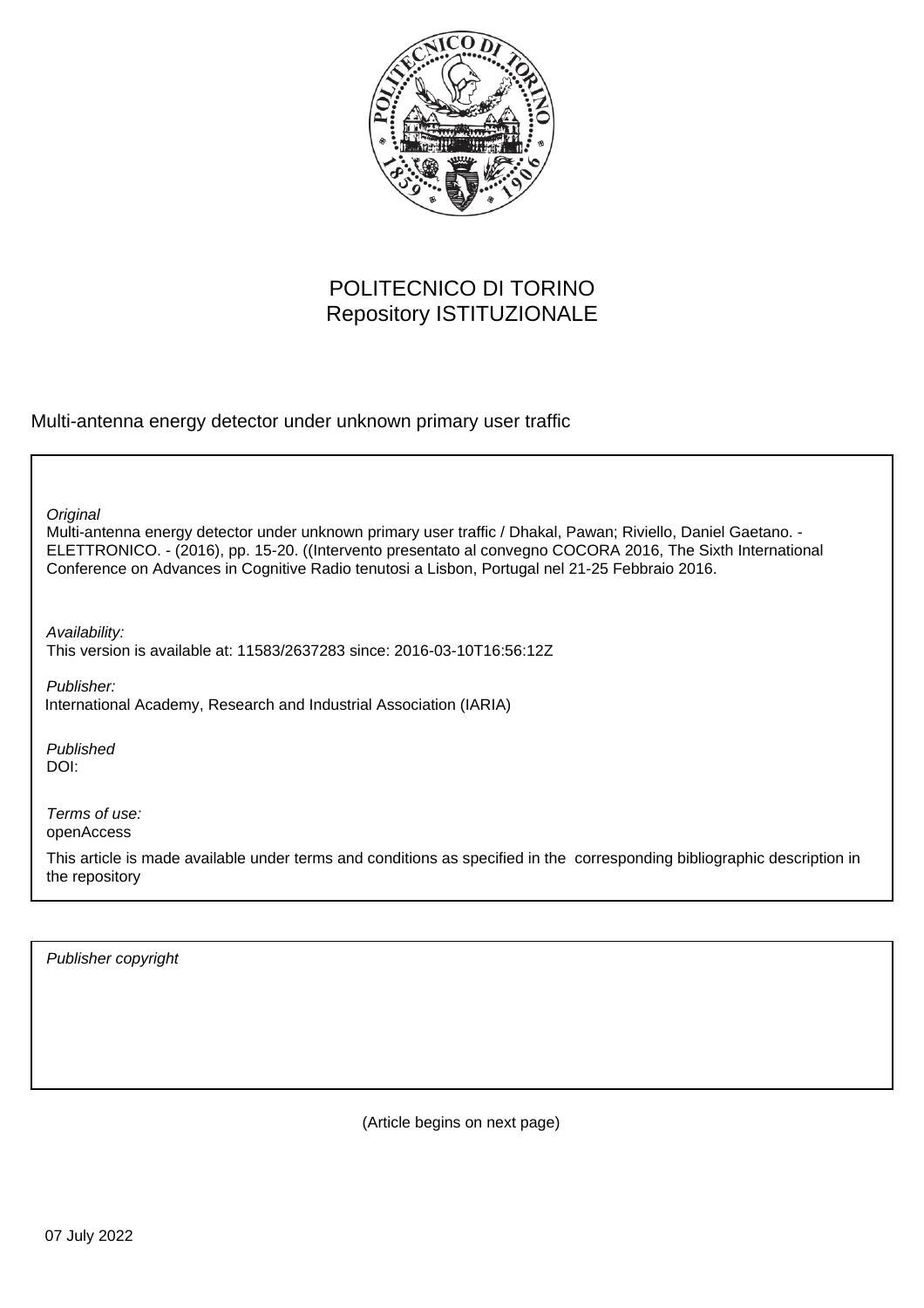POLITECNICO DI TORINO
Repository ISTITUZIONALE

Multi-antenna energy detector under unknown primary user traffic

*Original*
Multi-antenna energy detector under unknown primary user traffic / Dhakal, Pawan; Riviello, Daniel Gaetano. - ELETTRONICO. - (2016), pp. 15-20. ((Intervento presentato al convegno COCORA 2016, The Sixth International Conference on Advances in Cognitive Radio tenutosi a Lisbon, Portugal nel 21-25 Febbraio 2016.

*Availability:*
This version is available at: 11583/2637283 since: 2016-03-10T16:56:12Z

*Publisher:*
International Academy, Research and Industrial Association (IARIA)

*Published*
DOI:

*Terms of use:*
openAccess

This article is made available under terms and conditions as specified in the corresponding bibliographic description in the repository

*Publisher copyright*

(Article begins on next page)

07 July 2022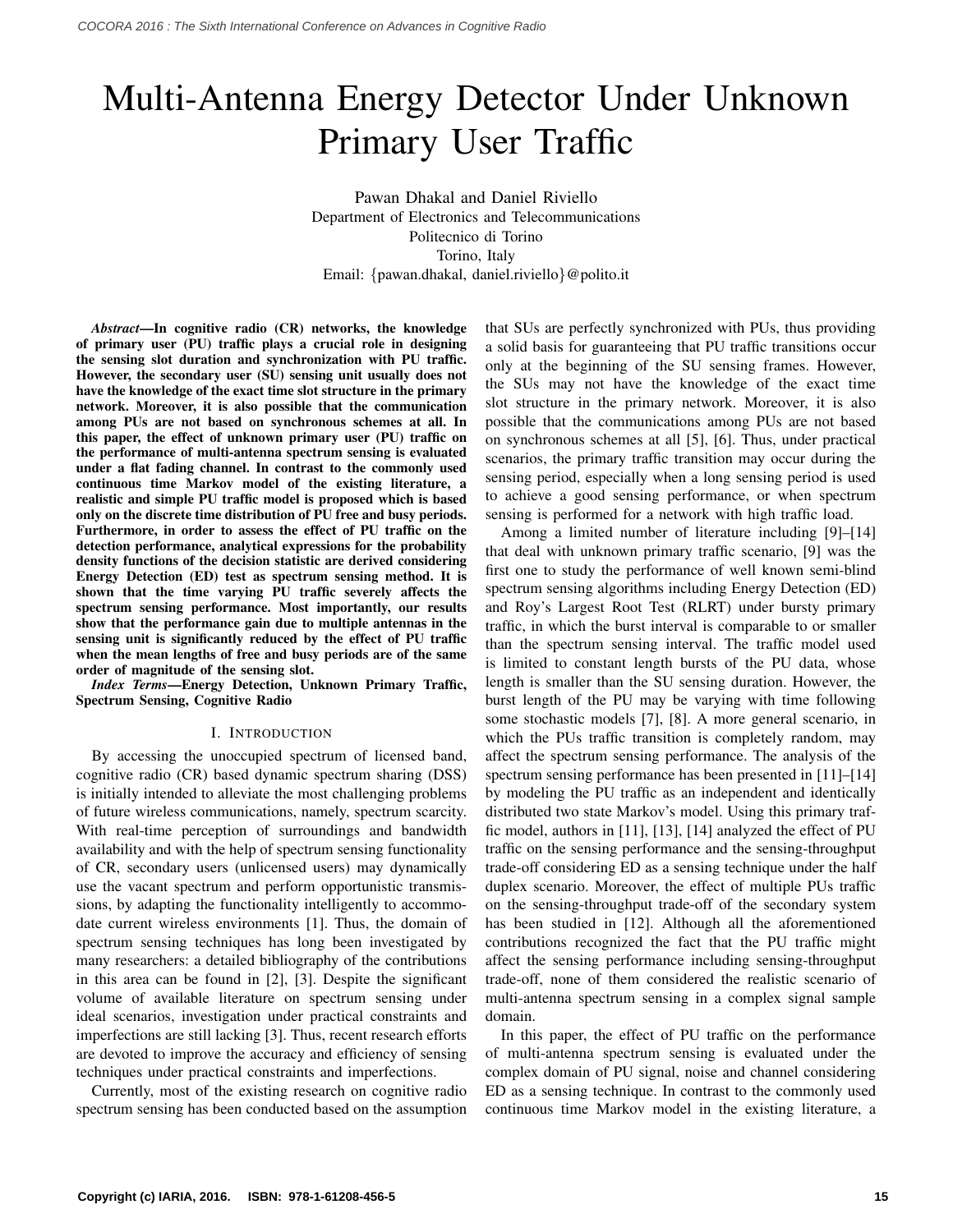# Multi-Antenna Energy Detector Under Unknown Primary User Traffic

Pawan Dhakal and Daniel Riviello
Department of Electronics and Telecommunications
Politecnico di Torino
Torino, Italy
Email: {pawan.dhakal, daniel.riviello}@polito.it

***Abstract*—In cognitive radio (CR) networks, the knowledge of primary user (PU) traffic plays a crucial role in designing the sensing slot duration and synchronization with PU traffic. However, the secondary user (SU) sensing unit usually does not have the knowledge of the exact time slot structure in the primary network. Moreover, it is also possible that the communication among PUs are not based on synchronous schemes at all. In this paper, the effect of unknown primary user (PU) traffic on the performance of multi-antenna spectrum sensing is evaluated under a flat fading channel. In contrast to the commonly used continuous time Markov model of the existing literature, a realistic and simple PU traffic model is proposed which is based only on the discrete time distribution of PU free and busy periods. Furthermore, in order to assess the effect of PU traffic on the detection performance, analytical expressions for the probability density functions of the decision statistic are derived considering Energy Detection (ED) test as spectrum sensing method. It is shown that the time varying PU traffic severely affects the spectrum sensing performance. Most importantly, our results show that the performance gain due to multiple antennas in the sensing unit is significantly reduced by the effect of PU traffic when the mean lengths of free and busy periods are of the same order of magnitude of the sensing slot.**

***Index Terms*—Energy Detection, Unknown Primary Traffic, Spectrum Sensing, Cognitive Radio**

## I. Introduction

By accessing the unoccupied spectrum of licensed band, cognitive radio (CR) based dynamic spectrum sharing (DSS) is initially intended to alleviate the most challenging problems of future wireless communications, namely, spectrum scarcity. With real-time perception of surroundings and bandwidth availability and with the help of spectrum sensing functionality of CR, secondary users (unlicensed users) may dynamically use the vacant spectrum and perform opportunistic transmissions, by adapting the functionality intelligently to accommodate current wireless environments [1]. Thus, the domain of spectrum sensing techniques has long been investigated by many researchers: a detailed bibliography of the contributions in this area can be found in [2], [3]. Despite the significant volume of available literature on spectrum sensing under ideal scenarios, investigation under practical constraints and imperfections are still lacking [3]. Thus, recent research efforts are devoted to improve the accuracy and efficiency of sensing techniques under practical constraints and imperfections.

Currently, most of the existing research on cognitive radio spectrum sensing has been conducted based on the assumption that SUs are perfectly synchronized with PUs, thus providing a solid basis for guaranteeing that PU traffic transitions occur only at the beginning of the SU sensing frames. However, the SUs may not have the knowledge of the exact time slot structure in the primary network. Moreover, it is also possible that the communications among PUs are not based on synchronous schemes at all [5], [6]. Thus, under practical scenarios, the primary traffic transition may occur during the sensing period, especially when a long sensing period is used to achieve a good sensing performance, or when spectrum sensing is performed for a network with high traffic load.

Among a limited number of literature including [9]–[14] that deal with unknown primary traffic scenario, [9] was the first one to study the performance of well known semi-blind spectrum sensing algorithms including Energy Detection (ED) and Roy's Largest Root Test (RLRT) under bursty primary traffic, in which the burst interval is comparable to or smaller than the spectrum sensing interval. The traffic model used is limited to constant length bursts of the PU data, whose length is smaller than the SU sensing duration. However, the burst length of the PU may be varying with time following some stochastic models [7], [8]. A more general scenario, in which the PUs traffic transition is completely random, may affect the spectrum sensing performance. The analysis of the spectrum sensing performance has been presented in [11]–[14] by modeling the PU traffic as an independent and identically distributed two state Markov's model. Using this primary traffic model, authors in [11], [13], [14] analyzed the effect of PU traffic on the sensing performance and the sensing-throughput trade-off considering ED as a sensing technique under the half duplex scenario. Moreover, the effect of multiple PUs traffic on the sensing-throughput trade-off of the secondary system has been studied in [12]. Although all the aforementioned contributions recognized the fact that the PU traffic might affect the sensing performance including sensing-throughput trade-off, none of them considered the realistic scenario of multi-antenna spectrum sensing in a complex signal sample domain.

In this paper, the effect of PU traffic on the performance of multi-antenna spectrum sensing is evaluated under the complex domain of PU signal, noise and channel considering ED as a sensing technique. In contrast to the commonly used continuous time Markov model in the existing literature, a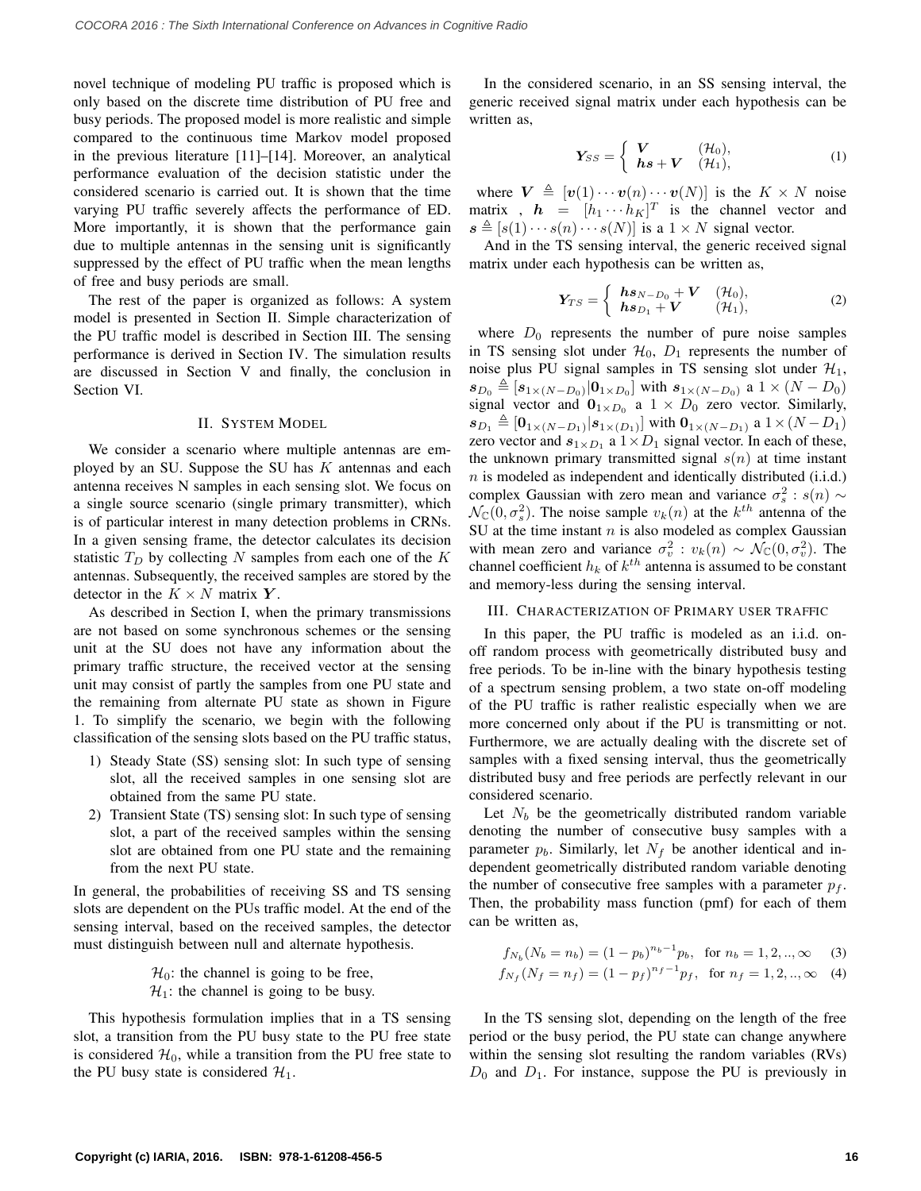novel technique of modeling PU traffic is proposed which is only based on the discrete time distribution of PU free and busy periods. The proposed model is more realistic and simple compared to the continuous time Markov model proposed in the previous literature [11]–[14]. Moreover, an analytical performance evaluation of the decision statistic under the considered scenario is carried out. It is shown that the time varying PU traffic severely affects the performance of ED. More importantly, it is shown that the performance gain due to multiple antennas in the sensing unit is significantly suppressed by the effect of PU traffic when the mean lengths of free and busy periods are small.

The rest of the paper is organized as follows: A system model is presented in Section II. Simple characterization of the PU traffic model is described in Section III. The sensing performance is derived in Section IV. The simulation results are discussed in Section V and finally, the conclusion in Section VI.

## II. System Model

We consider a scenario where multiple antennas are employed by an SU. Suppose the SU has $K$ antennas and each antenna receives N samples in each sensing slot. We focus on a single source scenario (single primary transmitter), which is of particular interest in many detection problems in CRNs. In a given sensing frame, the detector calculates its decision statistic $T_D$ by collecting $N$ samples from each one of the $K$ antennas. Subsequently, the received samples are stored by the detector in the $K \times N$ matrix $\boldsymbol{Y}$.

As described in Section I, when the primary transmissions are not based on some synchronous schemes or the sensing unit at the SU does not have any information about the primary traffic structure, the received vector at the sensing unit may consist of partly the samples from one PU state and the remaining from alternate PU state as shown in Figure 1. To simplify the scenario, we begin with the following classification of the sensing slots based on the PU traffic status,

1) Steady State (SS) sensing slot: In such type of sensing slot, all the received samples in one sensing slot are obtained from the same PU state.
2) Transient State (TS) sensing slot: In such type of sensing slot, a part of the received samples within the sensing slot are obtained from one PU state and the remaining from the next PU state.

In general, the probabilities of receiving SS and TS sensing slots are dependent on the PUs traffic model. At the end of the sensing interval, based on the received samples, the detector must distinguish between null and alternate hypothesis.

$\mathcal{H}_0$: the channel is going to be free,
$\mathcal{H}_1$: the channel is going to be busy.

This hypothesis formulation implies that in a TS sensing slot, a transition from the PU busy state to the PU free state is considered $\mathcal{H}_0$, while a transition from the PU free state to the PU busy state is considered $\mathcal{H}_1$.

In the considered scenario, in an SS sensing interval, the generic received signal matrix under each hypothesis can be written as,

$$\boldsymbol{Y}_{SS} = \begin{cases} \boldsymbol{V} & (\mathcal{H}_0), \\ \boldsymbol{h}\boldsymbol{s} + \boldsymbol{V} & (\mathcal{H}_1), \end{cases} \tag{1}$$

where $\boldsymbol{V} \triangleq [\boldsymbol{v}(1) \cdots \boldsymbol{v}(n) \cdots \boldsymbol{v}(N)]$ is the $K \times N$ noise matrix , $\boldsymbol{h} = [h_1 \cdots h_K]^T$ is the channel vector and $\boldsymbol{s} \triangleq [s(1) \cdots s(n) \cdots s(N)]$ is a $1 \times N$ signal vector.

And in the TS sensing interval, the generic received signal matrix under each hypothesis can be written as,

$$\boldsymbol{Y}_{TS} = \begin{cases} \boldsymbol{h}\boldsymbol{s}_{N-D_0} + \boldsymbol{V} & (\mathcal{H}_0), \\ \boldsymbol{h}\boldsymbol{s}_{D_1} + \boldsymbol{V} & (\mathcal{H}_1), \end{cases} \tag{2}$$

where $D_0$ represents the number of pure noise samples in TS sensing slot under $\mathcal{H}_0$, $D_1$ represents the number of noise plus PU signal samples in TS sensing slot under $\mathcal{H}_1$, $\boldsymbol{s}_{D_0} \triangleq [\boldsymbol{s}_{1\times(N-D_0)}|\boldsymbol{0}_{1\times D_0}]$ with $\boldsymbol{s}_{1\times(N-D_0)}$ a $1 \times (N - D_0)$ signal vector and $\boldsymbol{0}_{1\times D_0}$ a $1 \times D_0$ zero vector. Similarly, $\boldsymbol{s}_{D_1} \triangleq [\boldsymbol{0}_{1\times(N-D_1)}|\boldsymbol{s}_{1\times(D_1)}]$ with $\boldsymbol{0}_{1\times(N-D_1)}$ a $1 \times (N - D_1)$ zero vector and $\boldsymbol{s}_{1\times D_1}$ a $1 \times D_1$ signal vector. In each of these, the unknown primary transmitted signal $s(n)$ at time instant $n$ is modeled as independent and identically distributed (i.i.d.) complex Gaussian with zero mean and variance $\sigma_s^2 : s(n) \sim \mathcal{N}_{\mathbb{C}}(0, \sigma_s^2)$. The noise sample $v_k(n)$ at the $k^{th}$ antenna of the SU at the time instant $n$ is also modeled as complex Gaussian with mean zero and variance $\sigma_v^2 : v_k(n) \sim \mathcal{N}_{\mathbb{C}}(0, \sigma_v^2)$. The channel coefficient $h_k$ of $k^{th}$ antenna is assumed to be constant and memory-less during the sensing interval.

## III. Characterization of Primary user traffic

In this paper, the PU traffic is modeled as an i.i.d. on-off random process with geometrically distributed busy and free periods. To be in-line with the binary hypothesis testing of a spectrum sensing problem, a two state on-off modeling of the PU traffic is rather realistic especially when we are more concerned only about if the PU is transmitting or not. Furthermore, we are actually dealing with the discrete set of samples with a fixed sensing interval, thus the geometrically distributed busy and free periods are perfectly relevant in our considered scenario.

Let $N_b$ be the geometrically distributed random variable denoting the number of consecutive busy samples with a parameter $p_b$. Similarly, let $N_f$ be another identical and independent geometrically distributed random variable denoting the number of consecutive free samples with a parameter $p_f$. Then, the probability mass function (pmf) for each of them can be written as,

$$f_{N_b}(N_b = n_b) = (1 - p_b)^{n_b - 1} p_b, \quad \text{for } n_b = 1, 2, .., \infty \tag{3}$$

$$f_{N_f}(N_f = n_f) = (1 - p_f)^{n_f - 1} p_f, \quad \text{for } n_f = 1, 2, .., \infty \tag{4}$$

In the TS sensing slot, depending on the length of the free period or the busy period, the PU state can change anywhere within the sensing slot resulting the random variables (RVs) $D_0$ and $D_1$. For instance, suppose the PU is previously in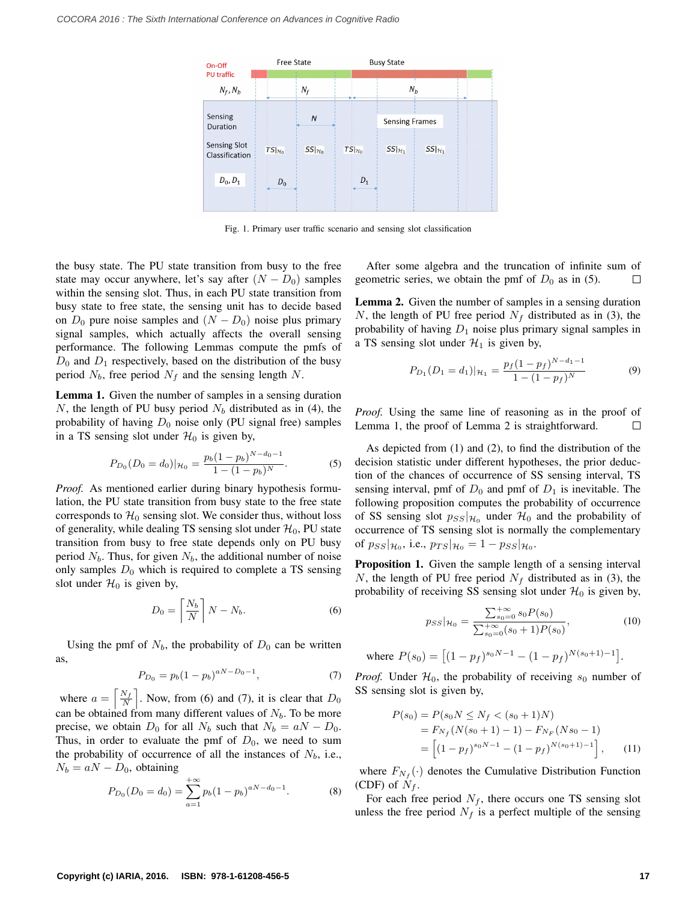Fig. 1. Primary user traffic scenario and sensing slot classification

the busy state. The PU state transition from busy to the free state may occur anywhere, let's say after $(N - D_0)$ samples within the sensing slot. Thus, in each PU state transition from busy state to free state, the sensing unit has to decide based on $D_0$ pure noise samples and $(N - D_0)$ noise plus primary signal samples, which actually affects the overall sensing performance. The following Lemmas compute the pmfs of $D_0$ and $D_1$ respectively, based on the distribution of the busy period $N_b$, free period $N_f$ and the sensing length $N$.

**Lemma 1.** Given the number of samples in a sensing duration $N$, the length of PU busy period $N_b$ distributed as in (4), the probability of having $D_0$ noise only (PU signal free) samples in a TS sensing slot under $\mathcal{H}_0$ is given by,

$$P_{D_0}(D_0 = d_0)|_{\mathcal{H}_0} = \frac{p_b(1-p_b)^{N-d_0-1}}{1-(1-p_b)^N}. \quad (5)$$

*Proof.* As mentioned earlier during binary hypothesis formulation, the PU state transition from busy state to the free state corresponds to $\mathcal{H}_0$ sensing slot. We consider thus, without loss of generality, while dealing TS sensing slot under $\mathcal{H}_0$, PU state transition from busy to free state depends only on PU busy period $N_b$. Thus, for given $N_b$, the additional number of noise only samples $D_0$ which is required to complete a TS sensing slot under $\mathcal{H}_0$ is given by,

$$D_0 = \left\lceil \frac{N_b}{N} \right\rceil N - N_b. \quad (6)$$

Using the pmf of $N_b$, the probability of $D_0$ can be written as,

$$P_{D_0} = p_b(1-p_b)^{aN-D_0-1}, \quad (7)$$

where $a = \left\lceil \frac{N_f}{N} \right\rceil$. Now, from (6) and (7), it is clear that $D_0$ can be obtained from many different values of $N_b$. To be more precise, we obtain $D_0$ for all $N_b$ such that $N_b = aN - D_0$. Thus, in order to evaluate the pmf of $D_0$, we need to sum the probability of occurrence of all the instances of $N_b$, i.e., $N_b = aN - D_0$, obtaining

$$P_{D_0}(D_0 = d_0) = \sum_{a=1}^{+\infty} p_b(1-p_b)^{aN-d_0-1}. \quad (8)$$

After some algebra and the truncation of infinite sum of geometric series, we obtain the pmf of $D_0$ as in (5). □

**Lemma 2.** Given the number of samples in a sensing duration $N$, the length of PU free period $N_f$ distributed as in (3), the probability of having $D_1$ noise plus primary signal samples in a TS sensing slot under $\mathcal{H}_1$ is given by,

$$P_{D_1}(D_1 = d_1)|_{\mathcal{H}_1} = \frac{p_f(1-p_f)^{N-d_1-1}}{1-(1-p_f)^N} \quad (9)$$

*Proof.* Using the same line of reasoning as in the proof of Lemma 1, the proof of Lemma 2 is straightforward. □

As depicted from (1) and (2), to find the distribution of the decision statistic under different hypotheses, the prior deduction of the chances of occurrence of SS sensing interval, TS sensing interval, pmf of $D_0$ and pmf of $D_1$ is inevitable. The following proposition computes the probability of occurrence of SS sensing slot $p_{SS}|_{\mathcal{H}_0}$ under $\mathcal{H}_0$ and the probability of occurrence of TS sensing slot is normally the complementary of $p_{SS}|_{\mathcal{H}_0}$, i.e., $p_{TS}|_{\mathcal{H}_0} = 1 - p_{SS}|_{\mathcal{H}_0}$.

**Proposition 1.** Given the sample length of a sensing interval $N$, the length of PU free period $N_f$ distributed as in (3), the probability of receiving SS sensing slot under $\mathcal{H}_0$ is given by,

$$p_{SS}|_{\mathcal{H}_0} = \frac{\sum_{s_0=0}^{+\infty} s_0 P(s_0)}{\sum_{s_0=0}^{+\infty} (s_0+1) P(s_0)}, \quad (10)$$

where $P(s_0) = \left[(1-p_f)^{s_0 N-1} - (1-p_f)^{N(s_0+1)-1}\right]$.

*Proof.* Under $\mathcal{H}_0$, the probability of receiving $s_0$ number of SS sensing slot is given by,

$$\begin{aligned} P(s_0) &= P(s_0 N \leq N_f < (s_0+1)N) \\ &= F_{N_f}(N(s_0+1)-1) - F_{N_F}(N s_0 - 1) \\ &= \left[(1-p_f)^{s_0 N-1} - (1-p_f)^{N(s_0+1)-1}\right], \end{aligned} \quad (11)$$

where $F_{N_f}(\cdot)$ denotes the Cumulative Distribution Function (CDF) of $N_f$.

For each free period $N_f$, there occurs one TS sensing slot unless the free period $N_f$ is a perfect multiple of the sensing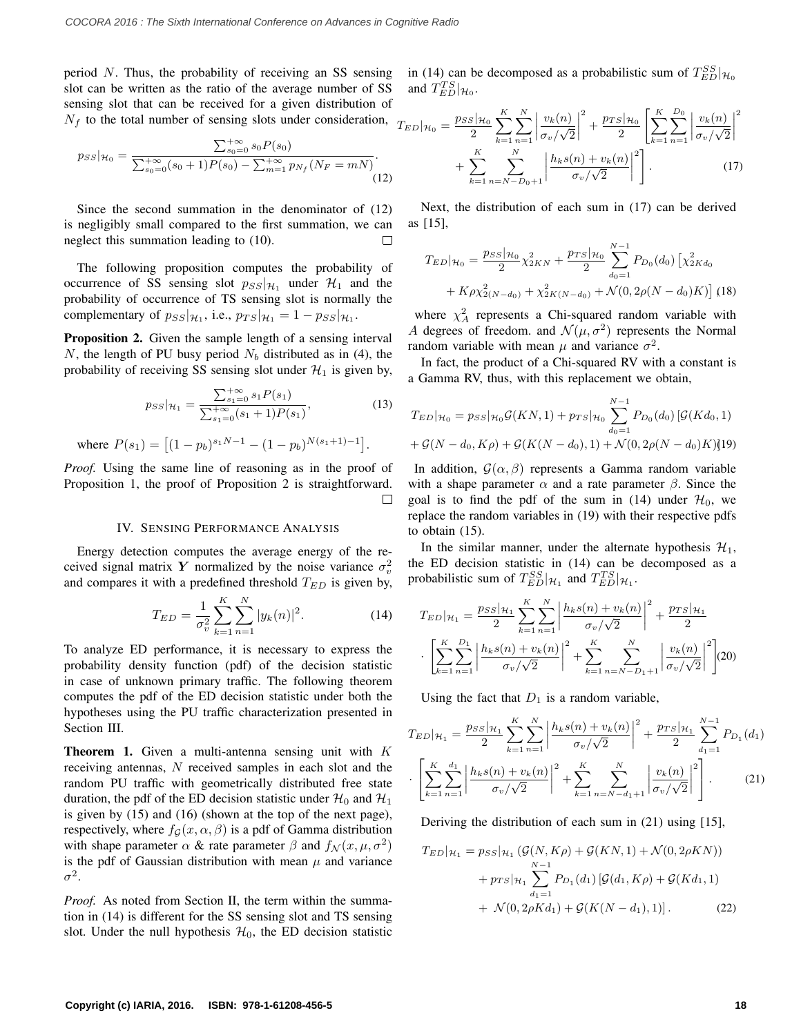period $N$. Thus, the probability of receiving an SS sensing slot can be written as the ratio of the average number of SS sensing slot that can be received for a given distribution of $N_f$ to the total number of sensing slots under consideration,

$$p_{SS}|_{\mathcal{H}_0} = \frac{\sum_{s_0=0}^{+\infty} s_0 P(s_0)}{\sum_{s_0=0}^{+\infty}(s_0+1)P(s_0) - \sum_{m=1}^{+\infty} p_{N_f}(N_F = mN)}. \tag{12}$$

Since the second summation in the denominator of (12) is negligibly small compared to the first summation, we can neglect this summation leading to (10). □

The following proposition computes the probability of occurrence of SS sensing slot $p_{SS}|_{\mathcal{H}_1}$ under $\mathcal{H}_1$ and the probability of occurrence of TS sensing slot is normally the complementary of $p_{SS}|_{\mathcal{H}_1}$, i.e., $p_{TS}|_{\mathcal{H}_1} = 1 - p_{SS}|_{\mathcal{H}_1}$.

**Proposition 2.** Given the sample length of a sensing interval $N$, the length of PU busy period $N_b$ distributed as in (4), the probability of receiving SS sensing slot under $\mathcal{H}_1$ is given by,

$$p_{SS}|_{\mathcal{H}_1} = \frac{\sum_{s_1=0}^{+\infty} s_1 P(s_1)}{\sum_{s_1=0}^{+\infty}(s_1+1)P(s_1)}, \tag{13}$$

where $P(s_1) = \left[(1-p_b)^{s_1 N - 1} - (1-p_b)^{N(s_1+1)-1}\right]$.

*Proof.* Using the same line of reasoning as in the proof of Proposition 1, the proof of Proposition 2 is straightforward. □

## IV. Sensing Performance Analysis

Energy detection computes the average energy of the received signal matrix $\boldsymbol{Y}$ normalized by the noise variance $\sigma_v^2$ and compares it with a predefined threshold $T_{ED}$ is given by,

$$T_{ED} = \frac{1}{\sigma_v^2}\sum_{k=1}^{K}\sum_{n=1}^{N}|y_k(n)|^2. \tag{14}$$

To analyze ED performance, it is necessary to express the probability density function (pdf) of the decision statistic in case of unknown primary traffic. The following theorem computes the pdf of the ED decision statistic under both the hypotheses using the PU traffic characterization presented in Section III.

**Theorem 1.** Given a multi-antenna sensing unit with $K$ receiving antennas, $N$ received samples in each slot and the random PU traffic with geometrically distributed free state duration, the pdf of the ED decision statistic under $\mathcal{H}_0$ and $\mathcal{H}_1$ is given by (15) and (16) (shown at the top of the next page), respectively, where $f_{\mathcal{G}}(x,\alpha,\beta)$ is a pdf of Gamma distribution with shape parameter $\alpha$ & rate parameter $\beta$ and $f_{\mathcal{N}}(x,\mu,\sigma^2)$ is the pdf of Gaussian distribution with mean $\mu$ and variance $\sigma^2$.

*Proof.* As noted from Section II, the term within the summation in (14) is different for the SS sensing slot and TS sensing slot. Under the null hypothesis $\mathcal{H}_0$, the ED decision statistic in (14) can be decomposed as a probabilistic sum of $T_{ED}^{SS}|_{\mathcal{H}_0}$ and $T_{ED}^{TS}|_{\mathcal{H}_0}$.

$$T_{ED}|_{\mathcal{H}_0} = \frac{p_{SS}|_{\mathcal{H}_0}}{2}\sum_{k=1}^{K}\sum_{n=1}^{N}\left|\frac{v_k(n)}{\sigma_v/\sqrt{2}}\right|^2 + \frac{p_{TS}|_{\mathcal{H}_0}}{2}\left[\sum_{k=1}^{K}\sum_{n=1}^{D_0}\left|\frac{v_k(n)}{\sigma_v/\sqrt{2}}\right|^2 + \sum_{k=1}^{K}\sum_{n=N-D_0+1}^{N}\left|\frac{h_k s(n)+v_k(n)}{\sigma_v/\sqrt{2}}\right|^2\right]. \tag{17}$$

Next, the distribution of each sum in (17) can be derived as [15],

$$T_{ED}|_{\mathcal{H}_0} = \frac{p_{SS}|_{\mathcal{H}_0}}{2}\chi^2_{2KN} + \frac{p_{TS}|_{\mathcal{H}_0}}{2}\sum_{d_0=1}^{N-1}P_{D_0}(d_0)\left[\chi^2_{2Kd_0} + K\rho\chi^2_{2(N-d_0)} + \chi^2_{2K(N-d_0)} + \mathcal{N}(0, 2\rho(N-d_0)K)\right] \tag{18}$$

where $\chi^2_A$ represents a Chi-squared random variable with $A$ degrees of freedom. and $\mathcal{N}(\mu,\sigma^2)$ represents the Normal random variable with mean $\mu$ and variance $\sigma^2$.

In fact, the product of a Chi-squared RV with a constant is a Gamma RV, thus, with this replacement we obtain,

$$T_{ED}|_{\mathcal{H}_0} = p_{SS}|_{\mathcal{H}_0}\mathcal{G}(KN,1) + p_{TS}|_{\mathcal{H}_0}\sum_{d_0=1}^{N-1}P_{D_0}(d_0)\left[\mathcal{G}(Kd_0,1) + \mathcal{G}(N-d_0,K\rho) + \mathcal{G}(K(N-d_0),1) + \mathcal{N}(0,2\rho(N-d_0)K)\right] \tag{19}$$

In addition, $\mathcal{G}(\alpha,\beta)$ represents a Gamma random variable with a shape parameter $\alpha$ and a rate parameter $\beta$. Since the goal is to find the pdf of the sum in (14) under $\mathcal{H}_0$, we replace the random variables in (19) with their respective pdfs to obtain (15).

In the similar manner, under the alternate hypothesis $\mathcal{H}_1$, the ED decision statistic in (14) can be decomposed as a probabilistic sum of $T_{ED}^{SS}|_{\mathcal{H}_1}$ and $T_{ED}^{TS}|_{\mathcal{H}_1}$.

$$T_{ED}|_{\mathcal{H}_1} = \frac{p_{SS}|_{\mathcal{H}_1}}{2}\sum_{k=1}^{K}\sum_{n=1}^{N}\left|\frac{h_k s(n)+v_k(n)}{\sigma_v/\sqrt{2}}\right|^2 + \frac{p_{TS}|_{\mathcal{H}_1}}{2} \cdot \left[\sum_{k=1}^{K}\sum_{n=1}^{D_1}\left|\frac{h_k s(n)+v_k(n)}{\sigma_v/\sqrt{2}}\right|^2 + \sum_{k=1}^{K}\sum_{n=N-D_1+1}^{N}\left|\frac{v_k(n)}{\sigma_v/\sqrt{2}}\right|^2\right] \tag{20}$$

Using the fact that $D_1$ is a random variable,

$$T_{ED}|_{\mathcal{H}_1} = \frac{p_{SS}|_{\mathcal{H}_1}}{2}\sum_{k=1}^{K}\sum_{n=1}^{N}\left|\frac{h_k s(n)+v_k(n)}{\sigma_v/\sqrt{2}}\right|^2 + \frac{p_{TS}|_{\mathcal{H}_1}}{2}\sum_{d_1=1}^{N-1}P_{D_1}(d_1) \cdot \left[\sum_{k=1}^{K}\sum_{n=1}^{d_1}\left|\frac{h_k s(n)+v_k(n)}{\sigma_v/\sqrt{2}}\right|^2 + \sum_{k=1}^{K}\sum_{n=N-d_1+1}^{N}\left|\frac{v_k(n)}{\sigma_v/\sqrt{2}}\right|^2\right]. \tag{21}$$

Deriving the distribution of each sum in (21) using [15],

$$T_{ED}|_{\mathcal{H}_1} = p_{SS}|_{\mathcal{H}_1}\left(\mathcal{G}(N,K\rho) + \mathcal{G}(KN,1) + \mathcal{N}(0,2\rho KN)\right) + p_{TS}|_{\mathcal{H}_1}\sum_{d_1=1}^{N-1}P_{D_1}(d_1)\left[\mathcal{G}(d_1,K\rho) + \mathcal{G}(Kd_1,1) + \mathcal{N}(0,2\rho K d_1) + \mathcal{G}(K(N-d_1),1)\right]. \tag{22}$$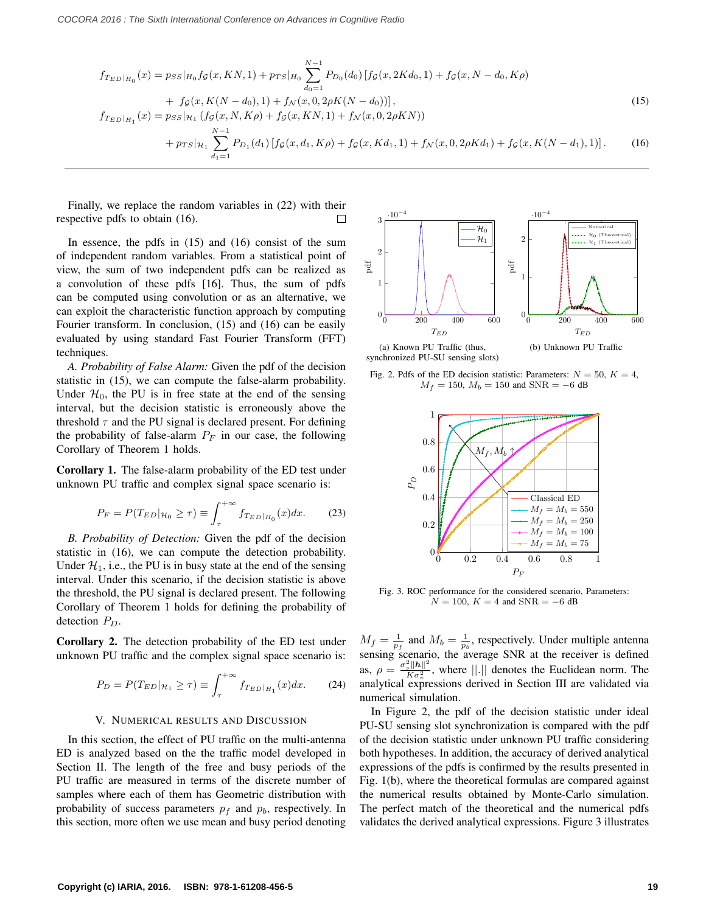$$f_{T_{ED}|_{H_0}}(x) = p_{SS}|_{H_0} f_{\mathcal{G}}(x, KN, 1) + p_{TS}|_{H_0} \sum_{d_0=1}^{N-1} P_{D_0}(d_0) \left[ f_{\mathcal{G}}(x, 2Kd_0, 1) + f_{\mathcal{G}}(x, N - d_0, K\rho) + f_{\mathcal{G}}(x, K(N - d_0), 1) + f_{\mathcal{N}}(x, 0, 2\rho K(N - d_0)) \right], \tag{15}$$

$$f_{T_{ED}|_{H_1}}(x) = p_{SS}|_{\mathcal{H}_1} \left( f_{\mathcal{G}}(x, N, K\rho) + f_{\mathcal{G}}(x, KN, 1) + f_{\mathcal{N}}(x, 0, 2\rho KN) \right) + p_{TS}|_{\mathcal{H}_1} \sum_{d_1=1}^{N-1} P_{D_1}(d_1) \left[ f_{\mathcal{G}}(x, d_1, K\rho) + f_{\mathcal{G}}(x, Kd_1, 1) + f_{\mathcal{N}}(x, 0, 2\rho Kd_1) + f_{\mathcal{G}}(x, K(N - d_1), 1) \right]. \tag{16}$$

Finally, we replace the random variables in (22) with their respective pdfs to obtain (16). □

In essence, the pdfs in (15) and (16) consist of the sum of independent random variables. From a statistical point of view, the sum of two independent pdfs can be realized as a convolution of these pdfs [16]. Thus, the sum of pdfs can be computed using convolution or as an alternative, we can exploit the characteristic function approach by computing Fourier transform. In conclusion, (15) and (16) can be easily evaluated by using standard Fast Fourier Transform (FFT) techniques.

*A. Probability of False Alarm:* Given the pdf of the decision statistic in (15), we can compute the false-alarm probability. Under $\mathcal{H}_0$, the PU is in free state at the end of the sensing interval, but the decision statistic is erroneously above the threshold $\tau$ and the PU signal is declared present. For defining the probability of false-alarm $P_F$ in our case, the following Corollary of Theorem 1 holds.

**Corollary 1.** The false-alarm probability of the ED test under unknown PU traffic and complex signal space scenario is:

$$P_F = P(T_{ED}|_{\mathcal{H}_0} \geq \tau) \equiv \int_{\tau}^{+\infty} f_{T_{ED}|_{H_0}}(x) dx. \tag{23}$$

*B. Probability of Detection:* Given the pdf of the decision statistic in (16), we can compute the detection probability. Under $\mathcal{H}_1$, i.e., the PU is in busy state at the end of the sensing interval. Under this scenario, if the decision statistic is above the threshold, the PU signal is declared present. The following Corollary of Theorem 1 holds for defining the probability of detection $P_D$.

**Corollary 2.** The detection probability of the ED test under unknown PU traffic and the complex signal space scenario is:

$$P_D = P(T_{ED}|_{\mathcal{H}_1} \geq \tau) \equiv \int_{\tau}^{+\infty} f_{T_{ED}|_{H_1}}(x) dx. \tag{24}$$

## V. Numerical Results and Discussion

In this section, the effect of PU traffic on the multi-antenna ED is analyzed based on the the traffic model developed in Section II. The length of the free and busy periods of the PU traffic are measured in terms of the discrete number of samples where each of them has Geometric distribution with probability of success parameters $p_f$ and $p_b$, respectively. In this section, more often we use mean and busy period denoting

Fig. 2. Pdfs of the ED decision statistic: Parameters: $N = 50$, $K = 4$, $M_f = 150$, $M_b = 150$ and SNR $= -6$ dB

(a) Known PU Traffic (thus, synchronized PU-SU sensing slots)

(b) Unknown PU Traffic

Fig. 3. ROC performance for the considered scenario, Parameters: $N = 100$, $K = 4$ and SNR $= -6$ dB

$M_f = \frac{1}{p_f}$ and $M_b = \frac{1}{p_b}$, respectively. Under multiple antenna sensing scenario, the average SNR at the receiver is defined as, $\rho = \frac{\sigma_s^2 \|\boldsymbol{h}\|^2}{K\sigma_v^2}$, where $||.||$ denotes the Euclidean norm. The analytical expressions derived in Section III are validated via numerical simulation.

In Figure 2, the pdf of the decision statistic under ideal PU-SU sensing slot synchronization is compared with the pdf of the decision statistic under unknown PU traffic considering both hypotheses. In addition, the accuracy of derived analytical expressions of the pdfs is confirmed by the results presented in Fig. 1(b), where the theoretical formulas are compared against the numerical results obtained by Monte-Carlo simulation. The perfect match of the theoretical and the numerical pdfs validates the derived analytical expressions. Figure 3 illustrates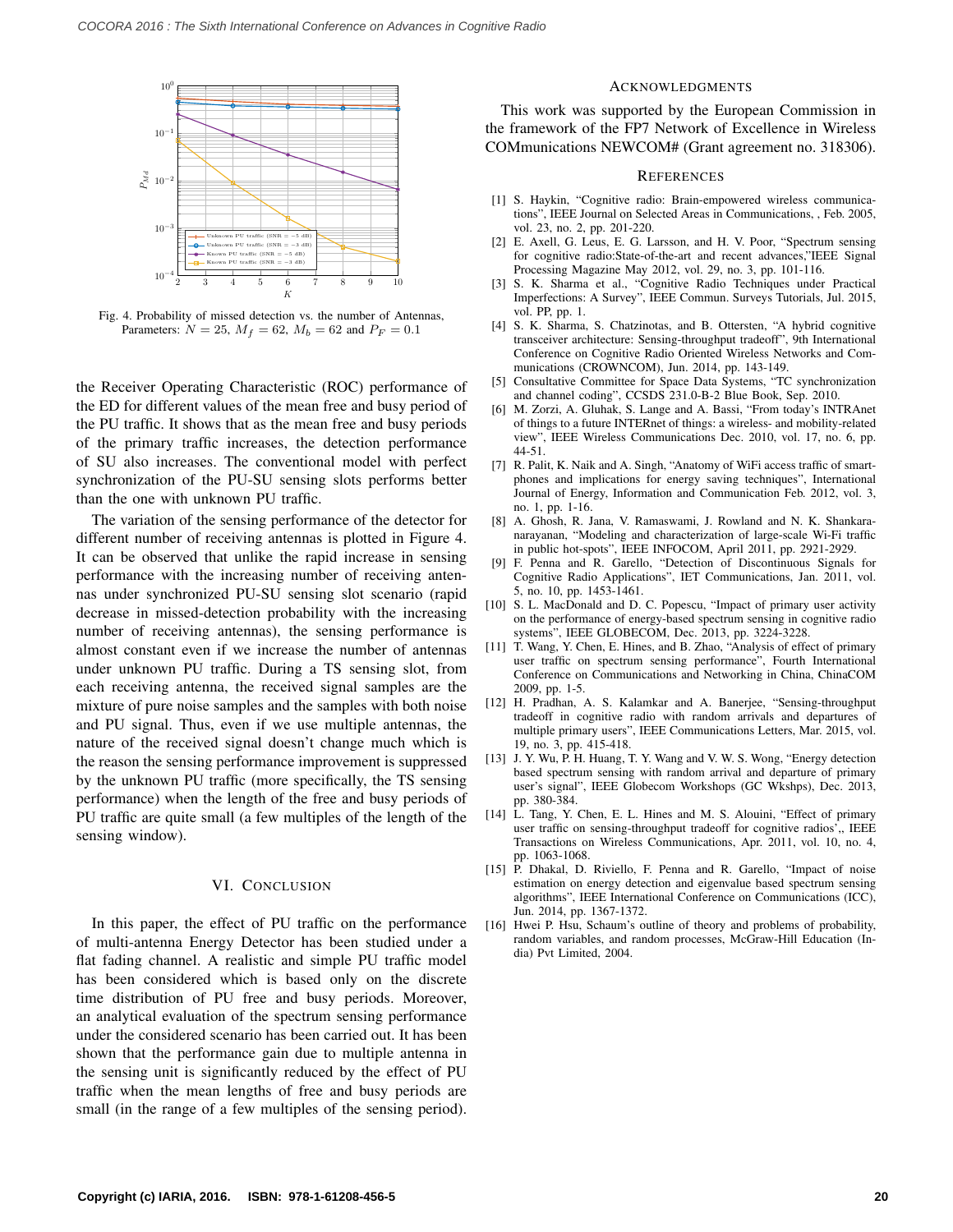$10^{0}$
$10^{-1}$
$10^{-2}$
$10^{-3}$
$10^{-4}$
$P_{Md}$
2 3 4 5 6 7 8 9 10
$K$

Unknown PU traffic (SNR = −5 dB)
Unknown PU traffic (SNR = −3 dB)
Known PU traffic (SNR = −5 dB)
Known PU traffic (SNR = −3 dB)

Fig. 4. Probability of missed detection vs. the number of Antennas, Parameters: $N = 25$, $M_f = 62$, $M_b = 62$ and $P_F = 0.1$

the Receiver Operating Characteristic (ROC) performance of the ED for different values of the mean free and busy period of the PU traffic. It shows that as the mean free and busy periods of the primary traffic increases, the detection performance of SU also increases. The conventional model with perfect synchronization of the PU-SU sensing slots performs better than the one with unknown PU traffic.

The variation of the sensing performance of the detector for different number of receiving antennas is plotted in Figure 4. It can be observed that unlike the rapid increase in sensing performance with the increasing number of receiving antennas under synchronized PU-SU sensing slot scenario (rapid decrease in missed-detection probability with the increasing number of receiving antennas), the sensing performance is almost constant even if we increase the number of antennas under unknown PU traffic. During a TS sensing slot, from each receiving antenna, the received signal samples are the mixture of pure noise samples and the samples with both noise and PU signal. Thus, even if we use multiple antennas, the nature of the received signal doesn't change much which is the reason the sensing performance improvement is suppressed by the unknown PU traffic (more specifically, the TS sensing performance) when the length of the free and busy periods of PU traffic are quite small (a few multiples of the length of the sensing window).

## VI. Conclusion

In this paper, the effect of PU traffic on the performance of multi-antenna Energy Detector has been studied under a flat fading channel. A realistic and simple PU traffic model has been considered which is based only on the discrete time distribution of PU free and busy periods. Moreover, an analytical evaluation of the spectrum sensing performance under the considered scenario has been carried out. It has been shown that the performance gain due to multiple antenna in the sensing unit is significantly reduced by the effect of PU traffic when the mean lengths of free and busy periods are small (in the range of a few multiples of the sensing period).

## Acknowledgments

This work was supported by the European Commission in the framework of the FP7 Network of Excellence in Wireless COMmunications NEWCOM# (Grant agreement no. 318306).

## References

[1] S. Haykin, "Cognitive radio: Brain-empowered wireless communications", IEEE Journal on Selected Areas in Communications, , Feb. 2005, vol. 23, no. 2, pp. 201-220.

[2] E. Axell, G. Leus, E. G. Larsson, and H. V. Poor, "Spectrum sensing for cognitive radio:State-of-the-art and recent advances,"IEEE Signal Processing Magazine May 2012, vol. 29, no. 3, pp. 101-116.

[3] S. K. Sharma et al., "Cognitive Radio Techniques under Practical Imperfections: A Survey", IEEE Commun. Surveys Tutorials, Jul. 2015, vol. PP, pp. 1.

[4] S. K. Sharma, S. Chatzinotas, and B. Ottersten, "A hybrid cognitive transceiver architecture: Sensing-throughput tradeoff", 9th International Conference on Cognitive Radio Oriented Wireless Networks and Communications (CROWNCOM), Jun. 2014, pp. 143-149.

[5] Consultative Committee for Space Data Systems, "TC synchronization and channel coding", CCSDS 231.0-B-2 Blue Book, Sep. 2010.

[6] M. Zorzi, A. Gluhak, S. Lange and A. Bassi, "From today's INTRAnet of things to a future INTERnet of things: a wireless- and mobility-related view", IEEE Wireless Communications Dec. 2010, vol. 17, no. 6, pp. 44-51.

[7] R. Palit, K. Naik and A. Singh, "Anatomy of WiFi access traffic of smartphones and implications for energy saving techniques", International Journal of Energy, Information and Communication Feb. 2012, vol. 3, no. 1, pp. 1-16.

[8] A. Ghosh, R. Jana, V. Ramaswami, J. Rowland and N. K. Shankaranarayanan, "Modeling and characterization of large-scale Wi-Fi traffic in public hot-spots", IEEE INFOCOM, April 2011, pp. 2921-2929.

[9] F. Penna and R. Garello, "Detection of Discontinuous Signals for Cognitive Radio Applications", IET Communications, Jan. 2011, vol. 5, no. 10, pp. 1453-1461.

[10] S. L. MacDonald and D. C. Popescu, "Impact of primary user activity on the performance of energy-based spectrum sensing in cognitive radio systems", IEEE GLOBECOM, Dec. 2013, pp. 3224-3228.

[11] T. Wang, Y. Chen, E. Hines, and B. Zhao, "Analysis of effect of primary user traffic on spectrum sensing performance", Fourth International Conference on Communications and Networking in China, ChinaCOM 2009, pp. 1-5.

[12] H. Pradhan, A. S. Kalamkar and A. Banerjee, "Sensing-throughput tradeoff in cognitive radio with random arrivals and departures of multiple primary users", IEEE Communications Letters, Mar. 2015, vol. 19, no. 3, pp. 415-418.

[13] J. Y. Wu, P. H. Huang, T. Y. Wang and V. W. S. Wong, "Energy detection based spectrum sensing with random arrival and departure of primary user's signal", IEEE Globecom Workshops (GC Wkshps), Dec. 2013, pp. 380-384.

[14] L. Tang, Y. Chen, E. L. Hines and M. S. Alouini, "Effect of primary user traffic on sensing-throughput tradeoff for cognitive radios',, IEEE Transactions on Wireless Communications, Apr. 2011, vol. 10, no. 4, pp. 1063-1068.

[15] P. Dhakal, D. Riviello, F. Penna and R. Garello, "Impact of noise estimation on energy detection and eigenvalue based spectrum sensing algorithms", IEEE International Conference on Communications (ICC), Jun. 2014, pp. 1367-1372.

[16] Hwei P. Hsu, Schaum's outline of theory and problems of probability, random variables, and random processes, McGraw-Hill Education (India) Pvt Limited, 2004.